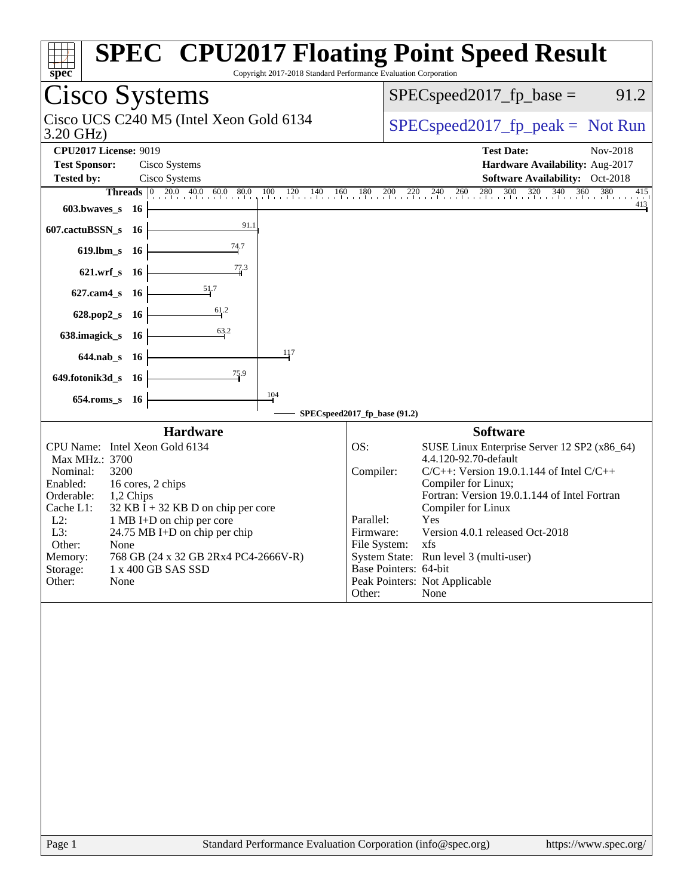# SPEC CPU2017 Floating Point Speed Result

Copyright 2017-2018 Standard Performance Evaluation Corporation

## Cisco Systems

Cisco UCS C240 M5 (Intel Xeon Gold 6134 3.20 GHz)

SPECspeed2017_fp_base = 91.2

SPECspeed2017_fp_peak = Not Run

**CPU2017 License:** 9019
**Test Sponsor:** Cisco Systems
**Tested by:** Cisco Systems

**Test Date:** Nov-2018
**Hardware Availability:** Aug-2017
**Software Availability:** Oct-2018

| Benchmark | Threads | Base |
|---|---|---|
| 603.bwaves_s | 16 | 413 |
| 607.cactuBSSN_s | 16 | 91.1 |
| 619.lbm_s | 16 | 74.7 |
| 621.wrf_s | 16 | 77.3 |
| 627.cam4_s | 16 | 51.7 |
| 628.pop2_s | 16 | 61.2 |
| 638.imagick_s | 16 | 63.2 |
| 644.nab_s | 16 | 117 |
| 649.fotonik3d_s | 16 | 75.9 |
| 654.roms_s | 16 | 104 |

SPECspeed2017_fp_base (91.2)

### Hardware

| | |
|---|---|
| CPU Name: | Intel Xeon Gold 6134 |
| Max MHz.: | 3700 |
| Nominal: | 3200 |
| Enabled: | 16 cores, 2 chips |
| Orderable: | 1,2 Chips |
| Cache L1: | 32 KB I + 32 KB D on chip per core |
| L2: | 1 MB I+D on chip per core |
| L3: | 24.75 MB I+D on chip per chip |
| Other: | None |
| Memory: | 768 GB (24 x 32 GB 2Rx4 PC4-2666V-R) |
| Storage: | 1 x 400 GB SAS SSD |
| Other: | None |

### Software

| | |
|---|---|
| OS: | SUSE Linux Enterprise Server 12 SP2 (x86_64) 4.4.120-92.70-default |
| Compiler: | C/C++: Version 19.0.1.144 of Intel C/C++ Compiler for Linux; Fortran: Version 19.0.1.144 of Intel Fortran Compiler for Linux |
| Parallel: | Yes |
| Firmware: | Version 4.0.1 released Oct-2018 |
| File System: | xfs |
| System State: | Run level 3 (multi-user) |
| Base Pointers: | 64-bit |
| Peak Pointers: | Not Applicable |
| Other: | None |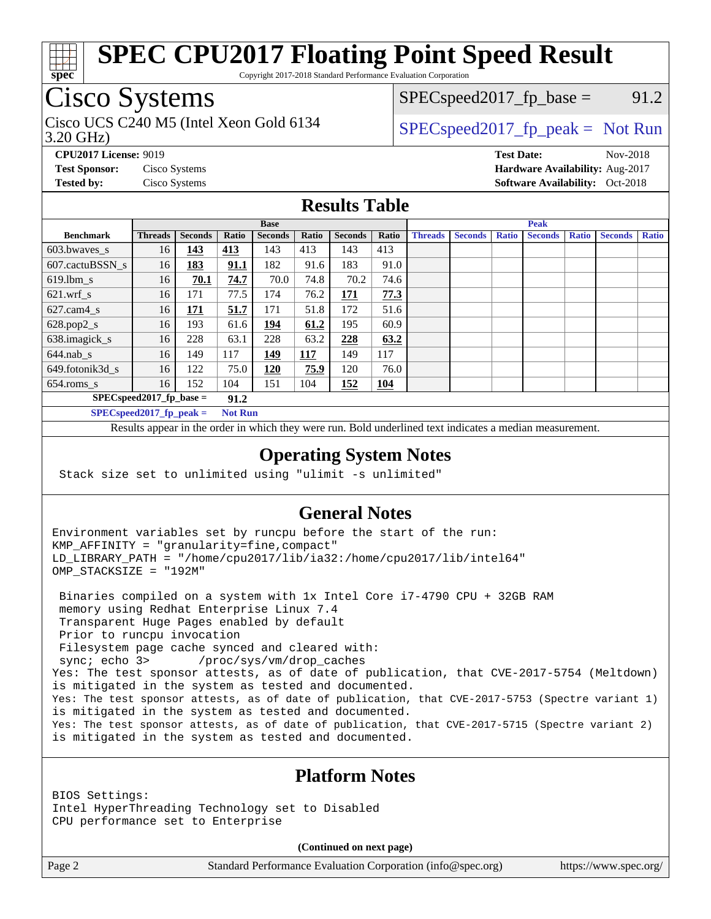# SPEC CPU2017 Floating Point Speed Result

Copyright 2017-2018 Standard Performance Evaluation Corporation

## Cisco Systems

Cisco UCS C240 M5 (Intel Xeon Gold 6134 3.20 GHz)

SPECspeed2017_fp_base = 91.2

SPECspeed2017_fp_peak = Not Run

**CPU2017 License:** 9019
**Test Sponsor:** Cisco Systems
**Tested by:** Cisco Systems

**Test Date:** Nov-2018
**Hardware Availability:** Aug-2017
**Software Availability:** Oct-2018

## Results Table

| Benchmark | Base | | | | | | | Peak | | | | | | |
|---|---|---|---|---|---|---|---|---|---|---|---|---|---|---|
| | Threads | Seconds | Ratio | Seconds | Ratio | Seconds | Ratio | Threads | Seconds | Ratio | Seconds | Ratio | Seconds | Ratio |
| 603.bwaves_s | 16 | **143** | **413** | 143 | 413 | 143 | 413 | | | | | | | |
| 607.cactuBSSN_s | 16 | **183** | **91.1** | 182 | 91.6 | 183 | 91.0 | | | | | | | |
| 619.lbm_s | 16 | **70.1** | **74.7** | 70.0 | 74.8 | 70.2 | 74.6 | | | | | | | |
| 621.wrf_s | 16 | 171 | 77.5 | 174 | 76.2 | **171** | **77.3** | | | | | | | |
| 627.cam4_s | 16 | **171** | **51.7** | 171 | 51.8 | 172 | 51.6 | | | | | | | |
| 628.pop2_s | 16 | 193 | 61.6 | **194** | **61.2** | 195 | 60.9 | | | | | | | |
| 638.imagick_s | 16 | 228 | 63.1 | 228 | 63.2 | **228** | **63.2** | | | | | | | |
| 644.nab_s | 16 | 149 | 117 | **149** | **117** | 149 | 117 | | | | | | | |
| 649.fotonik3d_s | 16 | 122 | 75.0 | **120** | **75.9** | 120 | 76.0 | | | | | | | |
| 654.roms_s | 16 | 152 | 104 | 151 | 104 | **152** | **104** | | | | | | | |

**SPECspeed2017_fp_base =** **91.2**

**SPECspeed2017_fp_peak =** **Not Run**

Results appear in the order in which they were run. Bold underlined text indicates a median measurement.

## Operating System Notes

```
Stack size set to unlimited using "ulimit -s unlimited"
```

## General Notes

```
Environment variables set by runcpu before the start of the run:
KMP_AFFINITY = "granularity=fine,compact"
LD_LIBRARY_PATH = "/home/cpu2017/lib/ia32:/home/cpu2017/lib/intel64"
OMP_STACKSIZE = "192M"

 Binaries compiled on a system with 1x Intel Core i7-4790 CPU + 32GB RAM
 memory using Redhat Enterprise Linux 7.4
 Transparent Huge Pages enabled by default
 Prior to runcpu invocation
 Filesystem page cache synced and cleared with:
 sync; echo 3>       /proc/sys/vm/drop_caches
Yes: The test sponsor attests, as of date of publication, that CVE-2017-5754 (Meltdown)
is mitigated in the system as tested and documented.
Yes: The test sponsor attests, as of date of publication, that CVE-2017-5753 (Spectre variant 1)
is mitigated in the system as tested and documented.
Yes: The test sponsor attests, as of date of publication, that CVE-2017-5715 (Spectre variant 2)
is mitigated in the system as tested and documented.
```

## Platform Notes

```
BIOS Settings:
Intel HyperThreading Technology set to Disabled
CPU performance set to Enterprise
```

**(Continued on next page)**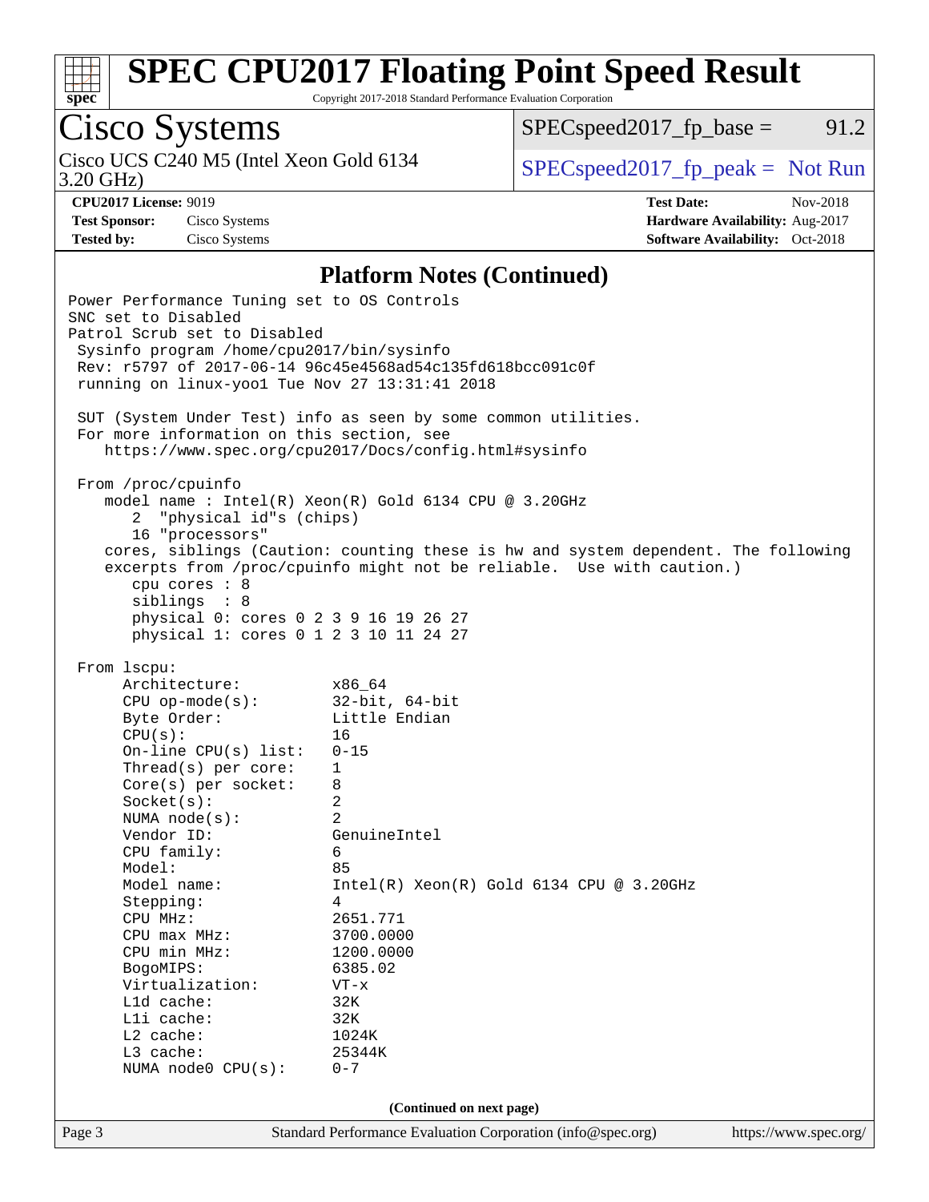# SPEC CPU2017 Floating Point Speed Result

Copyright 2017-2018 Standard Performance Evaluation Corporation

## Cisco Systems

Cisco UCS C240 M5 (Intel Xeon Gold 6134 3.20 GHz)

SPECspeed2017_fp_base = 91.2

SPECspeed2017_fp_peak = Not Run

**CPU2017 License:** 9019
**Test Sponsor:** Cisco Systems
**Tested by:** Cisco Systems

**Test Date:** Nov-2018
**Hardware Availability:** Aug-2017
**Software Availability:** Oct-2018

### Platform Notes (Continued)

```
Power Performance Tuning set to OS Controls
SNC set to Disabled
Patrol Scrub set to Disabled
 Sysinfo program /home/cpu2017/bin/sysinfo
 Rev: r5797 of 2017-06-14 96c45e4568ad54c135fd618bcc091c0f
 running on linux-yoo1 Tue Nov 27 13:31:41 2018

 SUT (System Under Test) info as seen by some common utilities.
 For more information on this section, see
    https://www.spec.org/cpu2017/Docs/config.html#sysinfo

 From /proc/cpuinfo
    model name : Intel(R) Xeon(R) Gold 6134 CPU @ 3.20GHz
       2  "physical id"s (chips)
       16 "processors"
    cores, siblings (Caution: counting these is hw and system dependent. The following
    excerpts from /proc/cpuinfo might not be reliable.  Use with caution.)
       cpu cores : 8
       siblings  : 8
       physical 0: cores 0 2 3 9 16 19 26 27
       physical 1: cores 0 1 2 3 10 11 24 27

 From lscpu:
      Architecture:          x86_64
      CPU op-mode(s):        32-bit, 64-bit
      Byte Order:            Little Endian
      CPU(s):                16
      On-line CPU(s) list:   0-15
      Thread(s) per core:    1
      Core(s) per socket:    8
      Socket(s):             2
      NUMA node(s):          2
      Vendor ID:             GenuineIntel
      CPU family:            6
      Model:                 85
      Model name:            Intel(R) Xeon(R) Gold 6134 CPU @ 3.20GHz
      Stepping:              4
      CPU MHz:               2651.771
      CPU max MHz:           3700.0000
      CPU min MHz:           1200.0000
      BogoMIPS:              6385.02
      Virtualization:        VT-x
      L1d cache:             32K
      L1i cache:             32K
      L2 cache:              1024K
      L3 cache:              25344K
      NUMA node0 CPU(s):     0-7
```

(Continued on next page)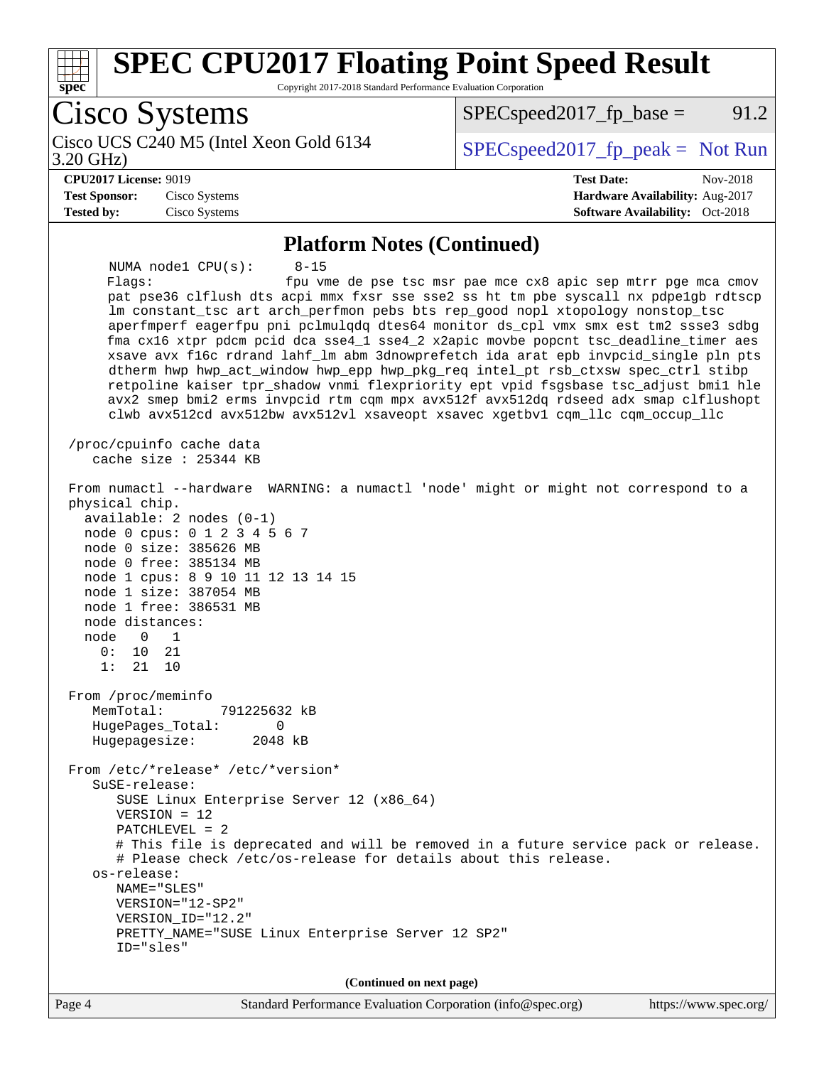## Platform Notes (Continued)

```
     NUMA node1 CPU(s):     8-15
     Flags:                 fpu vme de pse tsc msr pae mce cx8 apic sep mtrr pge mca cmov
     pat pse36 clflush dts acpi mmx fxsr sse sse2 ss ht tm pbe syscall nx pdpe1gb rdtscp
     lm constant_tsc art arch_perfmon pebs bts rep_good nopl xtopology nonstop_tsc
     aperfmperf eagerfpu pni pclmulqdq dtes64 monitor ds_cpl vmx smx est tm2 ssse3 sdbg
     fma cx16 xtpr pdcm pcid dca sse4_1 sse4_2 x2apic movbe popcnt tsc_deadline_timer aes
     xsave avx f16c rdrand lahf_lm abm 3dnowprefetch ida arat epb invpcid_single pln pts
     dtherm hwp hwp_act_window hwp_epp hwp_pkg_req intel_pt rsb_ctxsw spec_ctrl stibp
     retpoline kaiser tpr_shadow vnmi flexpriority ept vpid fsgsbase tsc_adjust bmi1 hle
     avx2 smep bmi2 erms invpcid rtm cqm mpx avx512f avx512dq rdseed adx smap clflushopt
     clwb avx512cd avx512bw avx512vl xsaveopt xsavec xgetbv1 cqm_llc cqm_occup_llc

 /proc/cpuinfo cache data
    cache size : 25344 KB

 From numactl --hardware  WARNING: a numactl 'node' might or might not correspond to a
 physical chip.
   available: 2 nodes (0-1)
   node 0 cpus: 0 1 2 3 4 5 6 7
   node 0 size: 385626 MB
   node 0 free: 385134 MB
   node 1 cpus: 8 9 10 11 12 13 14 15
   node 1 size: 387054 MB
   node 1 free: 386531 MB
   node distances:
   node   0   1
     0:  10  21
     1:  21  10

 From /proc/meminfo
    MemTotal:       791225632 kB
    HugePages_Total:       0
    Hugepagesize:       2048 kB

 From /etc/*release* /etc/*version*
    SuSE-release:
       SUSE Linux Enterprise Server 12 (x86_64)
       VERSION = 12
       PATCHLEVEL = 2
       # This file is deprecated and will be removed in a future service pack or release.
       # Please check /etc/os-release for details about this release.
    os-release:
       NAME="SLES"
       VERSION="12-SP2"
       VERSION_ID="12.2"
       PRETTY_NAME="SUSE Linux Enterprise Server 12 SP2"
       ID="sles"
```

**(Continued on next page)**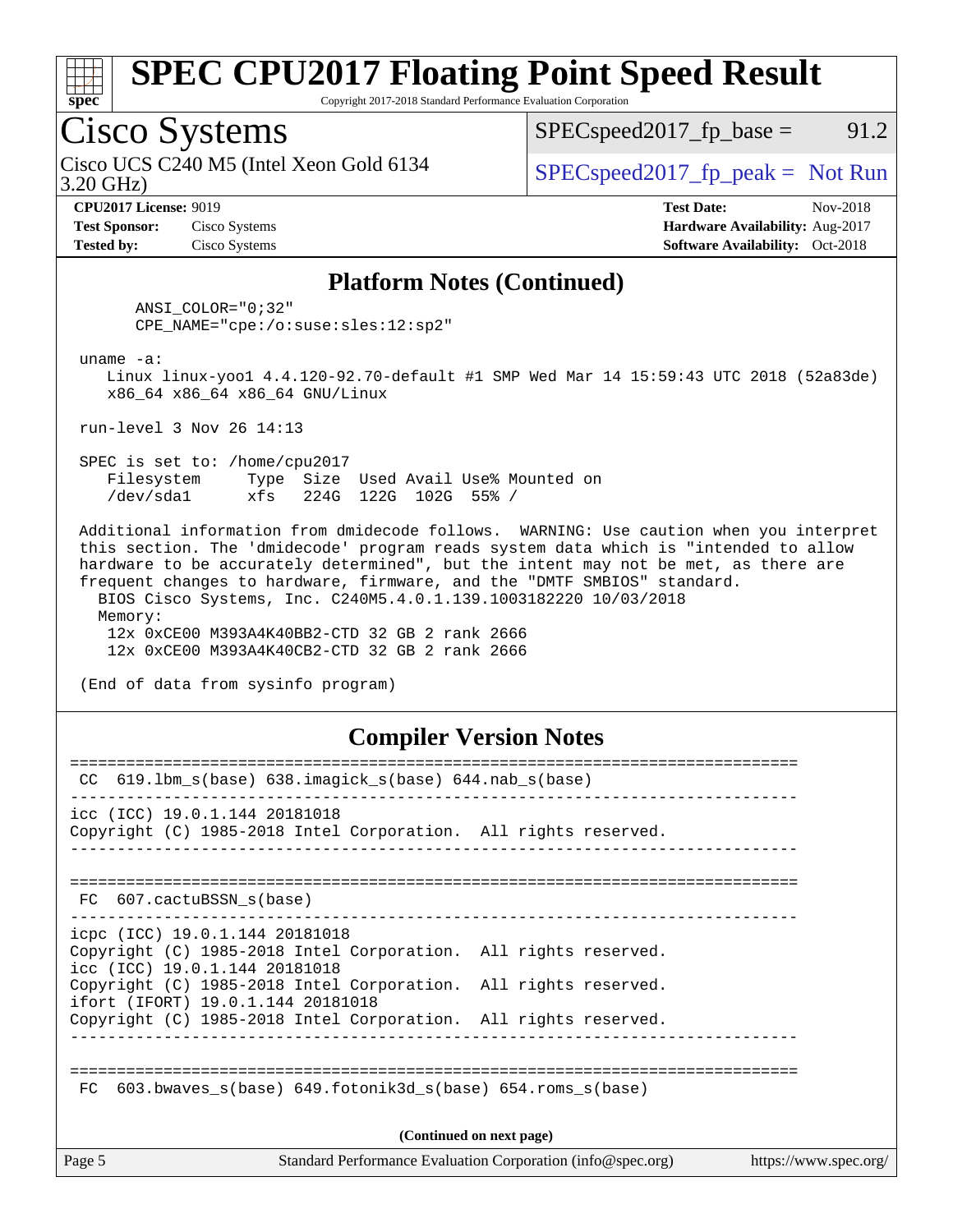# SPEC CPU2017 Floating Point Speed Result

Copyright 2017-2018 Standard Performance Evaluation Corporation

## Cisco Systems

Cisco UCS C240 M5 (Intel Xeon Gold 6134 3.20 GHz)

SPECspeed2017_fp_base = 91.2

SPECspeed2017_fp_peak = Not Run

**CPU2017 License:** 9019
**Test Sponsor:** Cisco Systems
**Tested by:** Cisco Systems

**Test Date:** Nov-2018
**Hardware Availability:** Aug-2017
**Software Availability:** Oct-2018

### Platform Notes (Continued)

```
      ANSI_COLOR="0;32"
      CPE_NAME="cpe:/o:suse:sles:12:sp2"

 uname -a:
    Linux linux-yoo1 4.4.120-92.70-default #1 SMP Wed Mar 14 15:59:43 UTC 2018 (52a83de)
    x86_64 x86_64 x86_64 GNU/Linux

 run-level 3 Nov 26 14:13

 SPEC is set to: /home/cpu2017
    Filesystem     Type  Size  Used Avail Use% Mounted on
    /dev/sda1      xfs   224G  122G  102G  55% /

 Additional information from dmidecode follows.  WARNING: Use caution when you interpret
 this section. The 'dmidecode' program reads system data which is "intended to allow
 hardware to be accurately determined", but the intent may not be met, as there are
 frequent changes to hardware, firmware, and the "DMTF SMBIOS" standard.
   BIOS Cisco Systems, Inc. C240M5.4.0.1.139.1003182220 10/03/2018
   Memory:
     12x 0xCE00 M393A4K40BB2-CTD 32 GB 2 rank 2666
     12x 0xCE00 M393A4K40CB2-CTD 32 GB 2 rank 2666

 (End of data from sysinfo program)
```

### Compiler Version Notes

```
==============================================================================
 CC  619.lbm_s(base) 638.imagick_s(base) 644.nab_s(base)
------------------------------------------------------------------------------
icc (ICC) 19.0.1.144 20181018
Copyright (C) 1985-2018 Intel Corporation.  All rights reserved.
------------------------------------------------------------------------------

==============================================================================
 FC  607.cactuBSSN_s(base)
------------------------------------------------------------------------------
icpc (ICC) 19.0.1.144 20181018
Copyright (C) 1985-2018 Intel Corporation.  All rights reserved.
icc (ICC) 19.0.1.144 20181018
Copyright (C) 1985-2018 Intel Corporation.  All rights reserved.
ifort (IFORT) 19.0.1.144 20181018
Copyright (C) 1985-2018 Intel Corporation.  All rights reserved.
------------------------------------------------------------------------------

==============================================================================
 FC  603.bwaves_s(base) 649.fotonik3d_s(base) 654.roms_s(base)
```

(Continued on next page)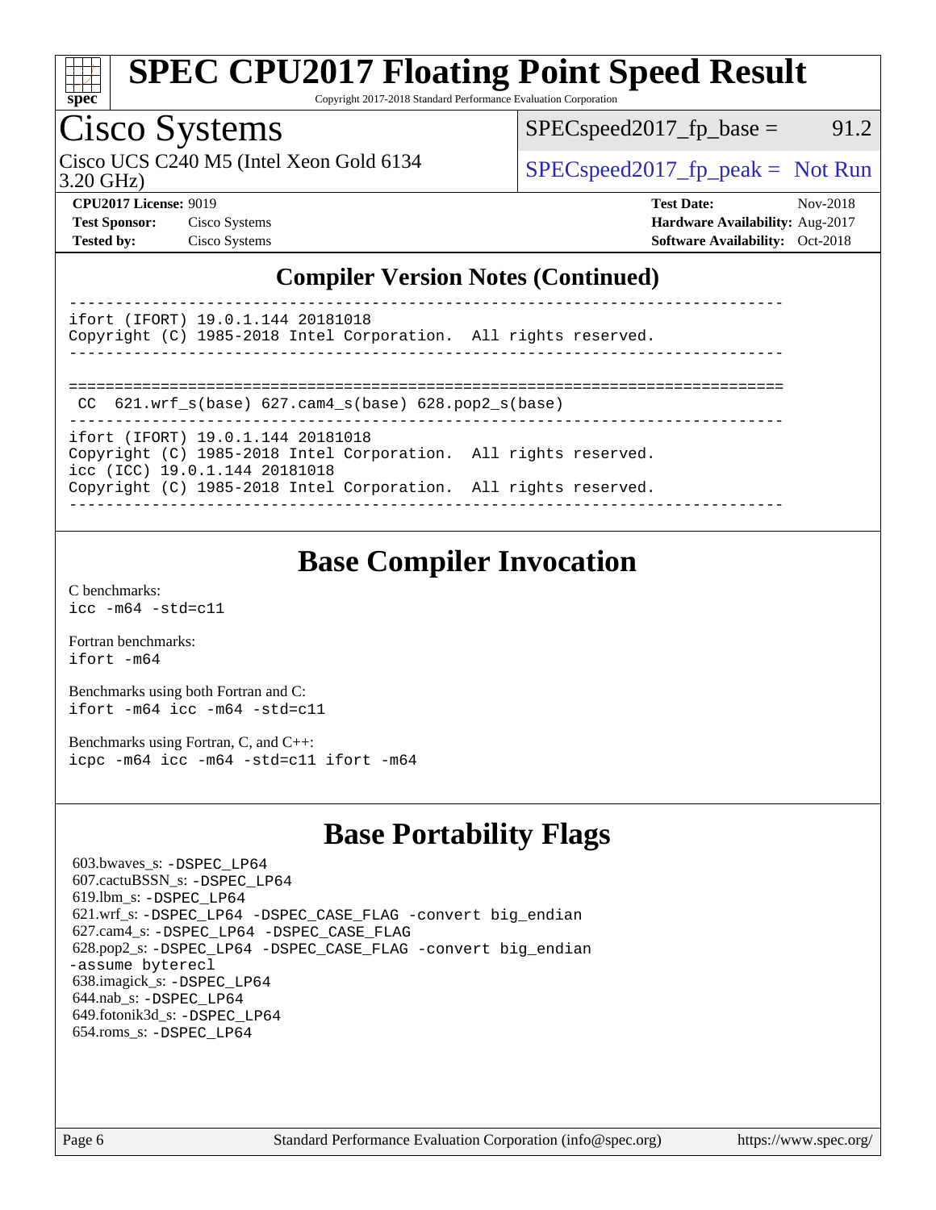# SPEC CPU2017 Floating Point Speed Result

Copyright 2017-2018 Standard Performance Evaluation Corporation

## Cisco Systems

Cisco UCS C240 M5 (Intel Xeon Gold 6134 3.20 GHz)

SPECspeed2017_fp_base = 91.2

SPECspeed2017_fp_peak = Not Run

**CPU2017 License:** 9019
**Test Sponsor:** Cisco Systems
**Tested by:** Cisco Systems

**Test Date:** Nov-2018
**Hardware Availability:** Aug-2017
**Software Availability:** Oct-2018

## Compiler Version Notes (Continued)

```
------------------------------------------------------------------------------
ifort (IFORT) 19.0.1.144 20181018
Copyright (C) 1985-2018 Intel Corporation.  All rights reserved.
------------------------------------------------------------------------------

==============================================================================
 CC  621.wrf_s(base) 627.cam4_s(base) 628.pop2_s(base)
------------------------------------------------------------------------------
ifort (IFORT) 19.0.1.144 20181018
Copyright (C) 1985-2018 Intel Corporation.  All rights reserved.
icc (ICC) 19.0.1.144 20181018
Copyright (C) 1985-2018 Intel Corporation.  All rights reserved.
------------------------------------------------------------------------------
```

## Base Compiler Invocation

C benchmarks:
`icc -m64 -std=c11`

Fortran benchmarks:
`ifort -m64`

Benchmarks using both Fortran and C:
`ifort -m64 icc -m64 -std=c11`

Benchmarks using Fortran, C, and C++:
`icpc -m64 icc -m64 -std=c11 ifort -m64`

## Base Portability Flags

603.bwaves_s: `-DSPEC_LP64`
607.cactuBSSN_s: `-DSPEC_LP64`
619.lbm_s: `-DSPEC_LP64`
621.wrf_s: `-DSPEC_LP64 -DSPEC_CASE_FLAG -convert big_endian`
627.cam4_s: `-DSPEC_LP64 -DSPEC_CASE_FLAG`
628.pop2_s: `-DSPEC_LP64 -DSPEC_CASE_FLAG -convert big_endian -assume byterecl`
638.imagick_s: `-DSPEC_LP64`
644.nab_s: `-DSPEC_LP64`
649.fotonik3d_s: `-DSPEC_LP64`
654.roms_s: `-DSPEC_LP64`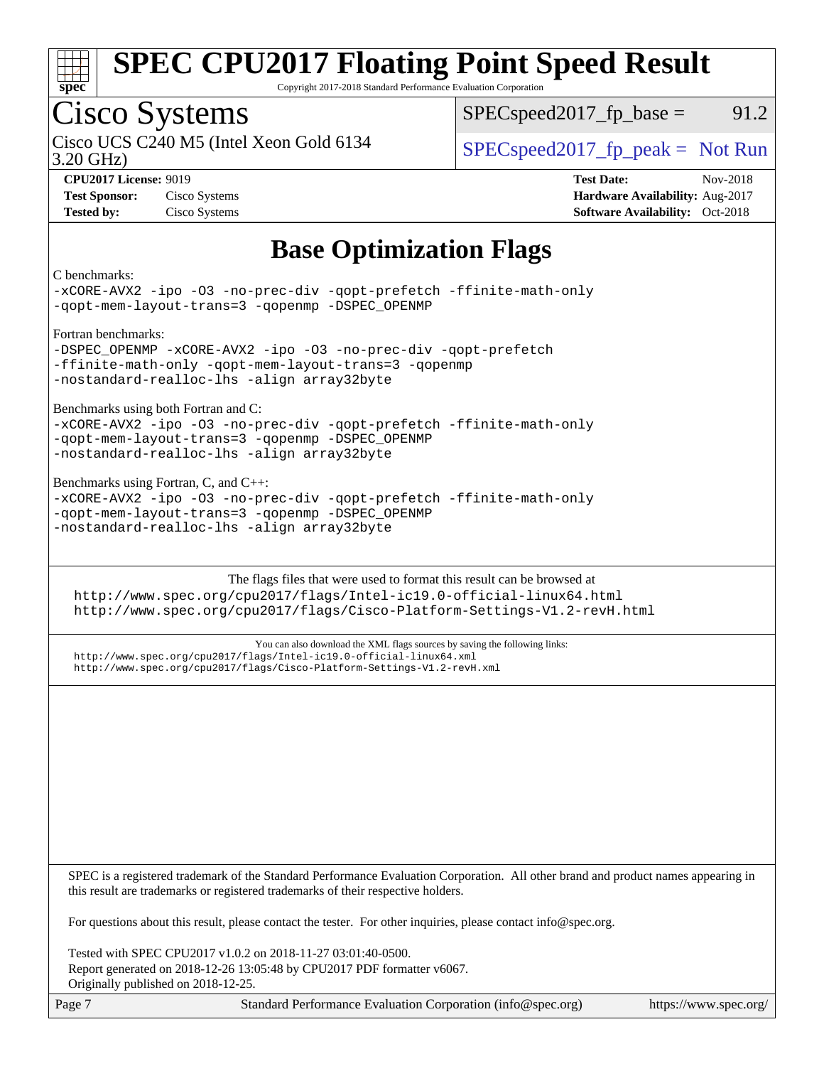# SPEC CPU2017 Floating Point Speed Result

Copyright 2017-2018 Standard Performance Evaluation Corporation

## Cisco Systems

Cisco UCS C240 M5 (Intel Xeon Gold 6134 3.20 GHz)

SPECspeed2017_fp_base = 91.2

SPECspeed2017_fp_peak = Not Run

**CPU2017 License:** 9019
**Test Sponsor:** Cisco Systems
**Tested by:** Cisco Systems

**Test Date:** Nov-2018
**Hardware Availability:** Aug-2017
**Software Availability:** Oct-2018

## Base Optimization Flags

C benchmarks:

```
-xCORE-AVX2 -ipo -O3 -no-prec-div -qopt-prefetch -ffinite-math-only
-qopt-mem-layout-trans=3 -qopenmp -DSPEC_OPENMP
```

Fortran benchmarks:

```
-DSPEC_OPENMP -xCORE-AVX2 -ipo -O3 -no-prec-div -qopt-prefetch
-ffinite-math-only -qopt-mem-layout-trans=3 -qopenmp
-nostandard-realloc-lhs -align array32byte
```

Benchmarks using both Fortran and C:

```
-xCORE-AVX2 -ipo -O3 -no-prec-div -qopt-prefetch -ffinite-math-only
-qopt-mem-layout-trans=3 -qopenmp -DSPEC_OPENMP
-nostandard-realloc-lhs -align array32byte
```

Benchmarks using Fortran, C, and C++:

```
-xCORE-AVX2 -ipo -O3 -no-prec-div -qopt-prefetch -ffinite-math-only
-qopt-mem-layout-trans=3 -qopenmp -DSPEC_OPENMP
-nostandard-realloc-lhs -align array32byte
```

The flags files that were used to format this result can be browsed at
http://www.spec.org/cpu2017/flags/Intel-ic19.0-official-linux64.html
http://www.spec.org/cpu2017/flags/Cisco-Platform-Settings-V1.2-revH.html

You can also download the XML flags sources by saving the following links:
http://www.spec.org/cpu2017/flags/Intel-ic19.0-official-linux64.xml
http://www.spec.org/cpu2017/flags/Cisco-Platform-Settings-V1.2-revH.xml

SPEC is a registered trademark of the Standard Performance Evaluation Corporation. All other brand and product names appearing in this result are trademarks or registered trademarks of their respective holders.

For questions about this result, please contact the tester. For other inquiries, please contact info@spec.org.

Tested with SPEC CPU2017 v1.0.2 on 2018-11-27 03:01:40-0500.
Report generated on 2018-12-26 13:05:48 by CPU2017 PDF formatter v6067.
Originally published on 2018-12-25.